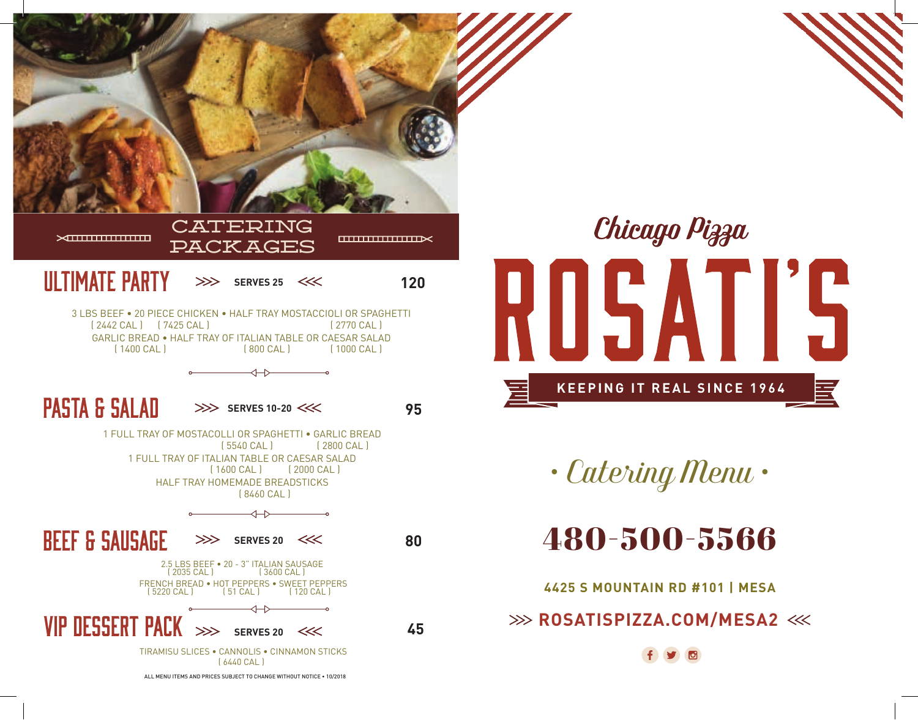# CATERING PACKAGES

## ULTIMATE PARTY >>> SERVES 25 <<< 120

3 LBS BEEF • 20 PIECE CHICKEN • HALF TRAY MOSTACCIOLI OR SPAGHETTI
( 2442 CAL ) ( 7425 CAL ) ( 2770 CAL )
GARLIC BREAD • HALF TRAY OF ITALIAN TABLE OR CAESAR SALAD
( 1400 CAL ) ( 800 CAL ) ( 1000 CAL )

## PASTA & SALAD >>> SERVES 10-20 <<< 95

1 FULL TRAY OF MOSTACOLLI OR SPAGHETTI • GARLIC BREAD
( 5540 CAL ) ( 2800 CAL )
1 FULL TRAY OF ITALIAN TABLE OR CAESAR SALAD
( 1600 CAL ) ( 2000 CAL )
HALF TRAY HOMEMADE BREADSTICKS
( 8460 CAL )

## BEEF & SAUSAGE >>> SERVES 20 <<< 80

2.5 LBS BEEF • 20 - 3" ITALIAN SAUSAGE
( 2035 CAL ) ( 3600 CAL )
FRENCH BREAD • HOT PEPPERS • SWEET PEPPERS
( 5220 CAL ) ( 51 CAL ) ( 120 CAL )

## VIP DESSERT PACK >>> SERVES 20 <<< 45

TIRAMISU SLICES • CANNOLIS • CINNAMON STICKS
( 6440 CAL )

ALL MENU ITEMS AND PRICES SUBJECT TO CHANGE WITHOUT NOTICE • 10/2018

*Chicago Pizza*

# ROSATI'S

**KEEPING IT REAL SINCE 1964**

*• Catering Menu •*

## 480-500-5566

**4425 S MOUNTAIN RD #101 | MESA**

**>>> ROSATISPIZZA.COM/MESA2 <<<**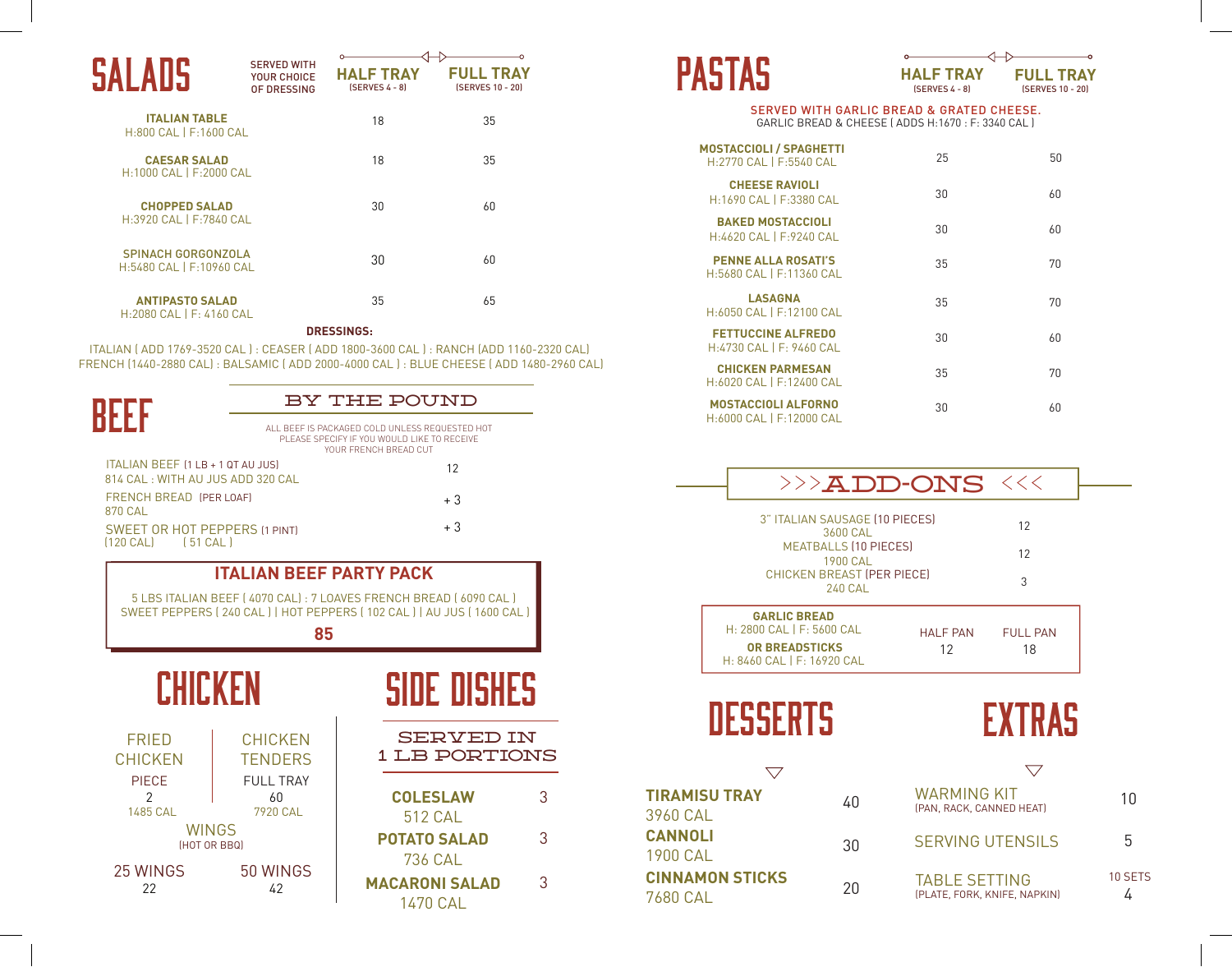# SALADS

SERVED WITH YOUR CHOICE OF DRESSING

| | HALF TRAY (SERVES 4 - 8) | FULL TRAY (SERVES 10 - 20) |
|---|---|---|
| **ITALIAN TABLE** H:800 CAL \| F:1600 CAL | 18 | 35 |
| **CAESAR SALAD** H:1000 CAL \| F:2000 CAL | 18 | 35 |
| **CHOPPED SALAD** H:3920 CAL \| F:7840 CAL | 30 | 60 |
| **SPINACH GORGONZOLA** H:5480 CAL \| F:10960 CAL | 30 | 60 |
| **ANTIPASTO SALAD** H:2080 CAL \| F: 4160 CAL | 35 | 65 |

**DRESSINGS:**

ITALIAN ( ADD 1769-3520 CAL ) : CEASER ( ADD 1800-3600 CAL ) : RANCH (ADD 1160-2320 CAL) FRENCH (1440-2880 CAL) : BALSAMIC ( ADD 2000-4000 CAL ) : BLUE CHEESE ( ADD 1480-2960 CAL)

# BEEF

## BY THE POUND

ALL BEEF IS PACKAGED COLD UNLESS REQUESTED HOT PLEASE SPECIFY IF YOU WOULD LIKE TO RECEIVE YOUR FRENCH BREAD CUT

| | |
|---|---|
| ITALIAN BEEF (1 LB + 1 QT AU JUS) 814 CAL : WITH AU JUS ADD 320 CAL | 12 |
| FRENCH BREAD (PER LOAF) 870 CAL | + 3 |
| SWEET OR HOT PEPPERS (1 PINT) (120 CAL) (51 CAL) | + 3 |

### ITALIAN BEEF PARTY PACK

5 LBS ITALIAN BEEF ( 4070 CAL ) : 7 LOAVES FRENCH BREAD ( 6090 CAL ) SWEET PEPPERS ( 240 CAL ) | HOT PEPPERS ( 102 CAL ) | AU JUS ( 1600 CAL )

**85**

# CHICKEN

| FRIED CHICKEN | CHICKEN TENDERS |
|---|---|
| PIECE | FULL TRAY |
| 2 | 60 |
| 1485 CAL | 7920 CAL |

WINGS (HOT OR BBQ)

| 25 WINGS | 50 WINGS |
|---|---|
| 22 | 42 |

# SIDE DISHES

## SERVED IN 1 LB PORTIONS

| | |
|---|---|
| **COLESLAW** 512 CAL | 3 |
| **POTATO SALAD** 736 CAL | 3 |
| **MACARONI SALAD** 1470 CAL | 3 |

# PASTAS

SERVED WITH GARLIC BREAD & GRATED CHEESE.
GARLIC BREAD & CHEESE ( ADDS H:1670 : F: 3340 CAL )

| | HALF TRAY (SERVES 4 - 8) | FULL TRAY (SERVES 10 - 20) |
|---|---|---|
| **MOSTACCIOLI / SPAGHETTI** H:2770 CAL \| F:5540 CAL | 25 | 50 |
| **CHEESE RAVIOLI** H:1690 CAL \| F:3380 CAL | 30 | 60 |
| **BAKED MOSTACCIOLI** H:4620 CAL \| F:9240 CAL | 30 | 60 |
| **PENNE ALLA ROSATI'S** H:5680 CAL \| F:11360 CAL | 35 | 70 |
| **LASAGNA** H:6050 CAL \| F:12100 CAL | 35 | 70 |
| **FETTUCCINE ALFREDO** H:4730 CAL \| F: 9460 CAL | 30 | 60 |
| **CHICKEN PARMESAN** H:6020 CAL \| F:12400 CAL | 35 | 70 |
| **MOSTACCIOLI ALFORNO** H:6000 CAL \| F:12000 CAL | 30 | 60 |

## >>>ADD-ONS <<<

| | |
|---|---|
| 3" ITALIAN SAUSAGE (10 PIECES) 3600 CAL | 12 |
| MEATBALLS (10 PIECES) 1900 CAL | 12 |
| CHICKEN BREAST (PER PIECE) 240 CAL | 3 |

| | HALF PAN | FULL PAN |
|---|---|---|
| **GARLIC BREAD** H: 2800 CAL \| F: 5600 CAL **OR BREADSTICKS** H: 8460 CAL \| F: 16920 CAL | 12 | 18 |

# DESSERTS

| | |
|---|---|
| **TIRAMISU TRAY** 3960 CAL | 40 |
| **CANNOLI** 1900 CAL | 30 |
| **CINNAMON STICKS** 7680 CAL | 20 |

# EXTRAS

| | |
|---|---|
| WARMING KIT (PAN, RACK, CANNED HEAT) | 10 |
| SERVING UTENSILS | 5 |
| TABLE SETTING (PLATE, FORK, KNIFE, NAPKIN) | 10 SETS 4 |